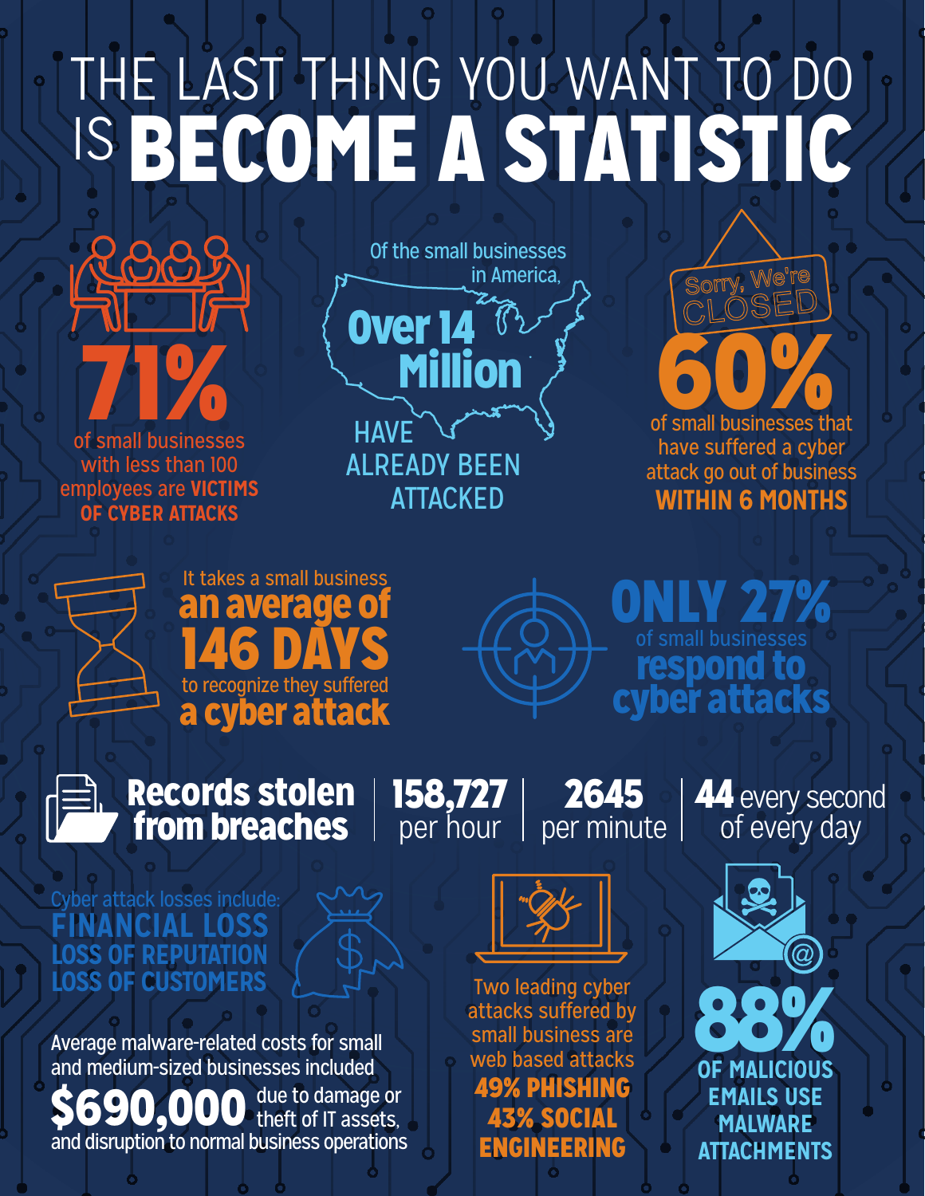# THE LAST THING YOU WANT TO DO IS **BECOME A STATISTIC**

**71%** of small businesses with less than 100 employees are **VICTIMS OF CYBER ATTACKS**

Of the small businesses in America, **Over 14 Million** HAVE ALREADY BEEN ATTACKED

Sorry, We're CLOSED

**60%** of small businesses that have suffered a cyber attack go out of business **WITHIN 6 MONTHS**

It takes a small business **an average of 146 DAYS** to recognize they suffered **a cyber attack**

**ONLY 27%** of small businesses **respond to cyber attacks**

**Records stolen from breaches**

| **158,727** per hour | **2645** per minute | **44** every second of every day |
|---|---|---|

Cyber attack losses include:
**FINANCIAL LOSS**
**LOSS OF REPUTATION**
**LOSS OF CUSTOMERS**

Average malware-related costs for small and medium-sized businesses included **$690,000** due to damage or theft of IT assets, and disruption to normal business operations

Two leading cyber attacks suffered by small business are web based attacks **49% PHISHING** **43% SOCIAL ENGINEERING**

**88%** OF MALICIOUS EMAILS USE MALWARE ATTACHMENTS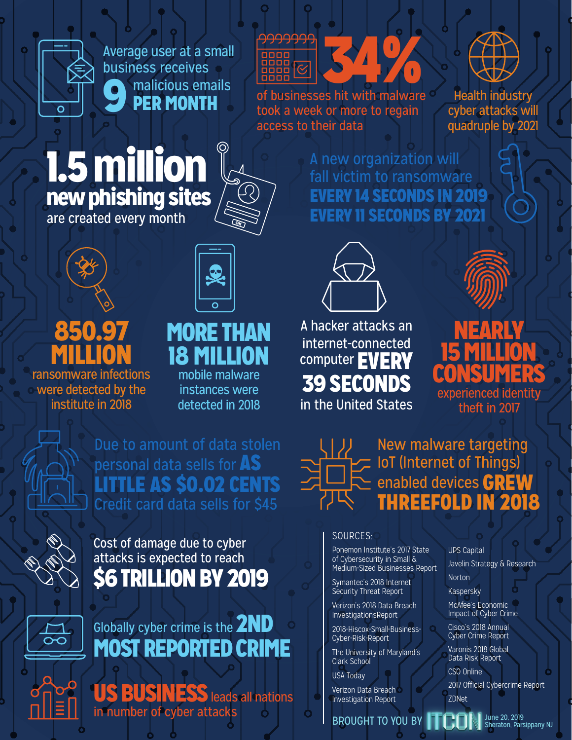Average user at a small business receives **9** malicious emails **PER MONTH**

**34%** of businesses hit with malware took a week or more to regain access to their data

Health industry cyber attacks will quadruple by 2021

**1.5 million new phishing sites** are created every month

A new organization will fall victim to ransomware **EVERY 14 SECONDS IN 2019 EVERY 11 SECONDS BY 2021**

**850.97 MILLION** ransomware infections were detected by the institute in 2018

**MORE THAN 18 MILLION** mobile malware instances were detected in 2018

A hacker attacks an internet-connected computer **EVERY 39 SECONDS** in the United States

**NEARLY 15 MILLION CONSUMERS** experienced identity theft in 2017

Due to amount of data stolen personal data sells for **AS LITTLE AS $0.02 CENTS** Credit card data sells for $45

New malware targeting IoT (Internet of Things) enabled devices **GREW THREEFOLD IN 2018**

Cost of damage due to cyber attacks is expected to reach **$6 TRILLION BY 2019**

Globally cyber crime is the **2ND MOST REPORTED CRIME**

**US BUSINESS** leads all nations in number of cyber attacks

SOURCES:

- Ponemon Institute's 2017 State of Cybersecurity in Small & Medium-Sized Businesses Report
- Symantec's 2018 Internet Security Threat Report
- Verizon's 2018 Data Breach InvestigationsReport
- 2018-Hiscox-Small-Business-Cyber-Risk-Report
- The University of Maryland's Clark School
- USA Today
- Verizon Data Breach Investigation Report
- UPS Capital
- Javelin Strategy & Research
- Norton
- Kaspersky
- McAfee's Economic Impact of Cyber Crime
- Cisco's 2018 Annual Cyber Crime Report
- Varonis 2018 Global Data Risk Report
- CSO Online
- 2017 Official Cybercrime Report
- ZDNet

BROUGHT TO YOU BY ITCON June 20, 2019 Sheraton, Parsippany NJ